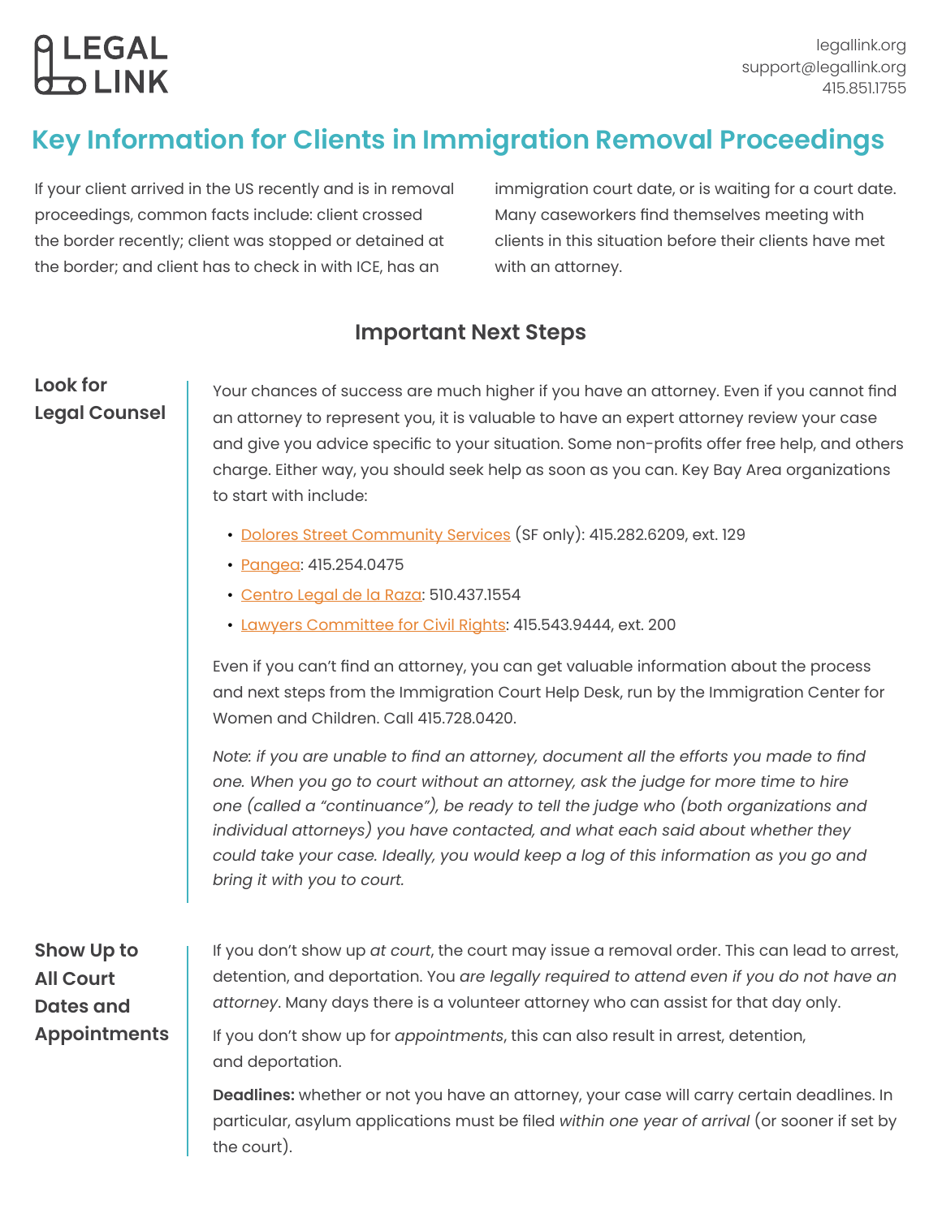LEGAL LINK

legallink.org
support@legallink.org
415.851.1755

# Key Information for Clients in Immigration Removal Proceedings

If your client arrived in the US recently and is in removal proceedings, common facts include: client crossed the border recently; client was stopped or detained at the border; and client has to check in with ICE, has an immigration court date, or is waiting for a court date. Many caseworkers find themselves meeting with clients in this situation before their clients have met with an attorney.

## Important Next Steps

### Look for Legal Counsel

Your chances of success are much higher if you have an attorney. Even if you cannot find an attorney to represent you, it is valuable to have an expert attorney review your case and give you advice specific to your situation. Some non-profits offer free help, and others charge. Either way, you should seek help as soon as you can. Key Bay Area organizations to start with include:

- Dolores Street Community Services (SF only): 415.282.6209, ext. 129
- Pangea: 415.254.0475
- Centro Legal de la Raza: 510.437.1554
- Lawyers Committee for Civil Rights: 415.543.9444, ext. 200

Even if you can't find an attorney, you can get valuable information about the process and next steps from the Immigration Court Help Desk, run by the Immigration Center for Women and Children. Call 415.728.0420.

*Note: if you are unable to find an attorney, document all the efforts you made to find one. When you go to court without an attorney, ask the judge for more time to hire one (called a "continuance"), be ready to tell the judge who (both organizations and individual attorneys) you have contacted, and what each said about whether they could take your case. Ideally, you would keep a log of this information as you go and bring it with you to court.*

### Show Up to All Court Dates and Appointments

If you don't show up *at court*, the court may issue a removal order. This can lead to arrest, detention, and deportation. You *are legally required to attend even if you do not have an attorney*. Many days there is a volunteer attorney who can assist for that day only.

If you don't show up for *appointments*, this can also result in arrest, detention, and deportation.

**Deadlines:** whether or not you have an attorney, your case will carry certain deadlines. In particular, asylum applications must be filed *within one year of arrival* (or sooner if set by the court).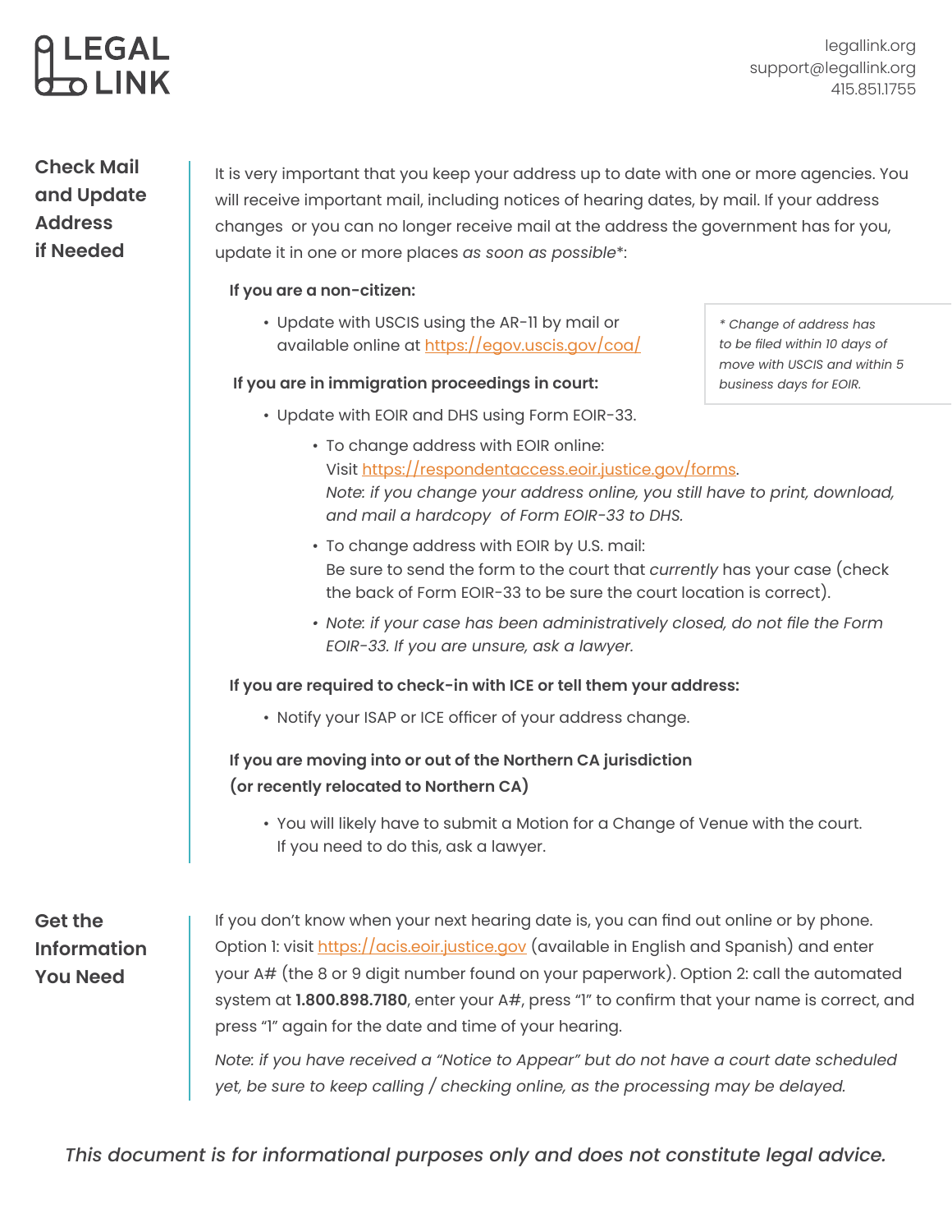LEGAL LINK

legallink.org
support@legallink.org
415.851.1755

## Check Mail and Update Address if Needed

It is very important that you keep your address up to date with one or more agencies. You will receive important mail, including notices of hearing dates, by mail. If your address changes or you can no longer receive mail at the address the government has for you, update it in one or more places *as soon as possible*\*:

*\* Change of address has to be filed within 10 days of move with USCIS and within 5 business days for EOIR.*

**If you are a non-citizen:**

- Update with USCIS using the AR-11 by mail or available online at https://egov.uscis.gov/coa/

**If you are in immigration proceedings in court:**

- Update with EOIR and DHS using Form EOIR-33.
  - To change address with EOIR online:
    Visit https://respondentaccess.eoir.justice.gov/forms.
    *Note: if you change your address online, you still have to print, download, and mail a hardcopy of Form EOIR-33 to DHS.*
  - To change address with EOIR by U.S. mail:
    Be sure to send the form to the court that *currently* has your case (check the back of Form EOIR-33 to be sure the court location is correct).
  - *Note: if your case has been administratively closed, do not file the Form EOIR-33. If you are unsure, ask a lawyer.*

**If you are required to check-in with ICE or tell them your address:**

- Notify your ISAP or ICE officer of your address change.

**If you are moving into or out of the Northern CA jurisdiction (or recently relocated to Northern CA)**

- You will likely have to submit a Motion for a Change of Venue with the court. If you need to do this, ask a lawyer.

## Get the Information You Need

If you don't know when your next hearing date is, you can find out online or by phone. Option 1: visit https://acis.eoir.justice.gov (available in English and Spanish) and enter your A# (the 8 or 9 digit number found on your paperwork). Option 2: call the automated system at **1.800.898.7180**, enter your A#, press "1" to confirm that your name is correct, and press "1" again for the date and time of your hearing.

*Note: if you have received a "Notice to Appear" but do not have a court date scheduled yet, be sure to keep calling / checking online, as the processing may be delayed.*

*This document is for informational purposes only and does not constitute legal advice.*